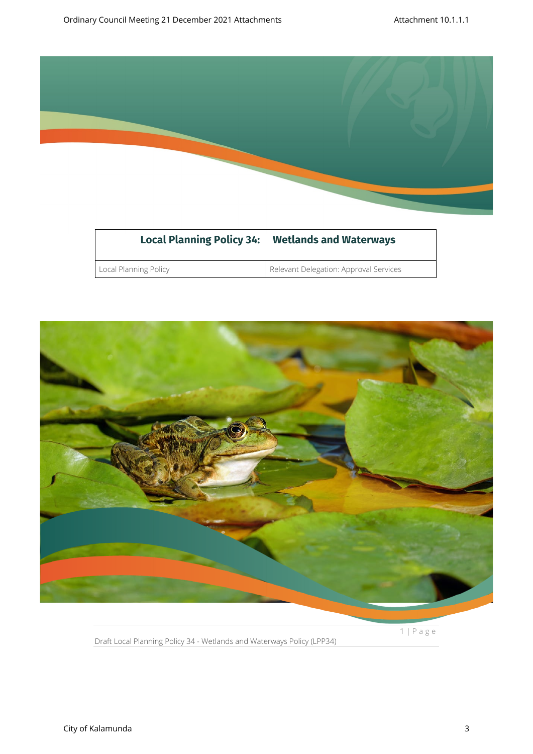| Local Planning Policy 34: Wetlands and Waterways | |
| --- | --- |
| Local Planning Policy | Relevant Delegation: Approval Services |

Draft Local Planning Policy 34 - Wetlands and Waterways Policy (LPP34)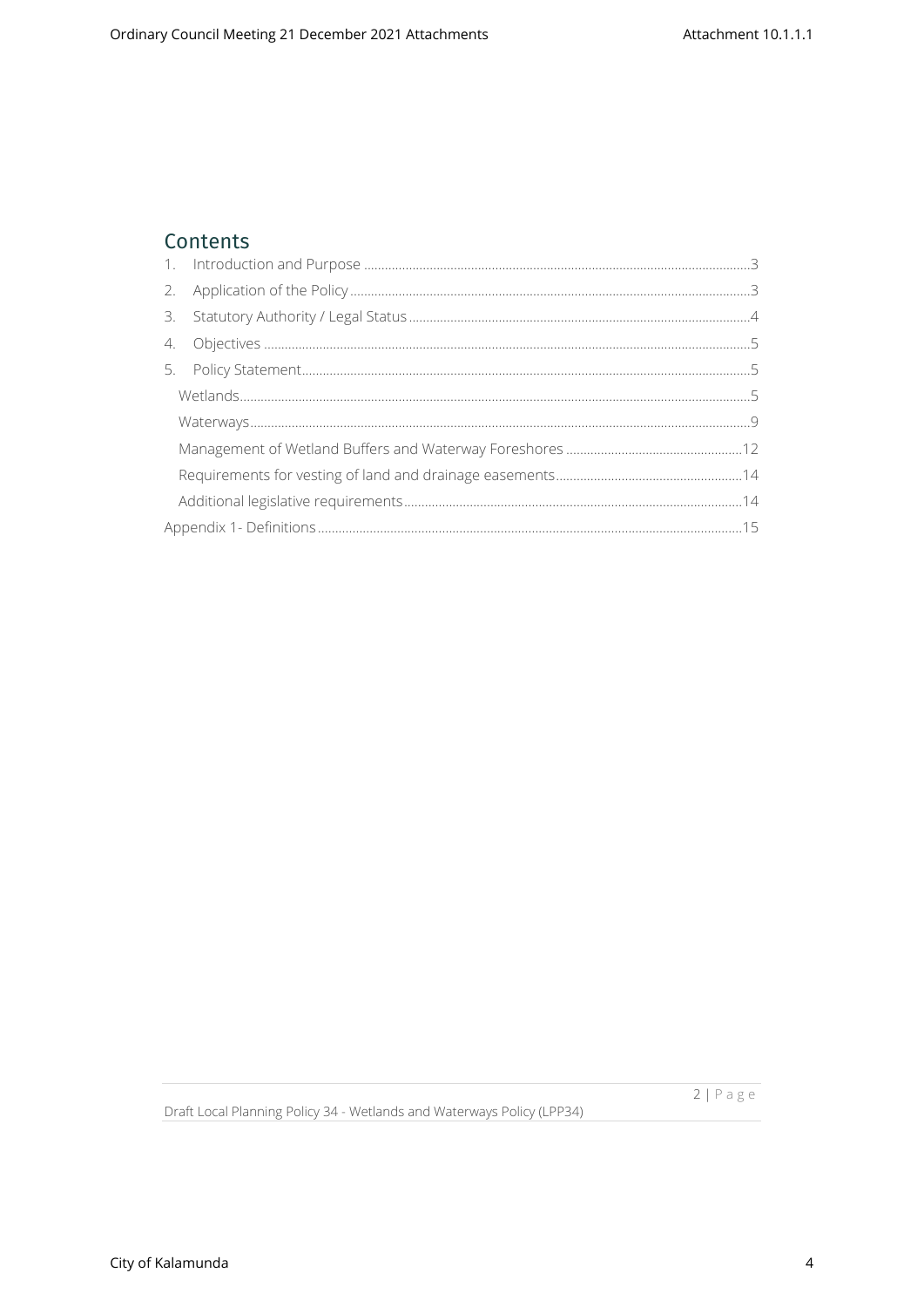## Contents

1. Introduction and Purpose ....................................................... 3
2. Application of the Policy ....................................................... 3
3. Statutory Authority / Legal Status ....................................................... 4
4. Objectives ....................................................... 5
5. Policy Statement ....................................................... 5
   - Wetlands ....................................................... 5
   - Waterways ....................................................... 9
   - Management of Wetland Buffers and Waterway Foreshores ....................................................... 12
   - Requirements for vesting of land and drainage easements ....................................................... 14
   - Additional legislative requirements ....................................................... 14

Appendix 1- Definitions ....................................................... 15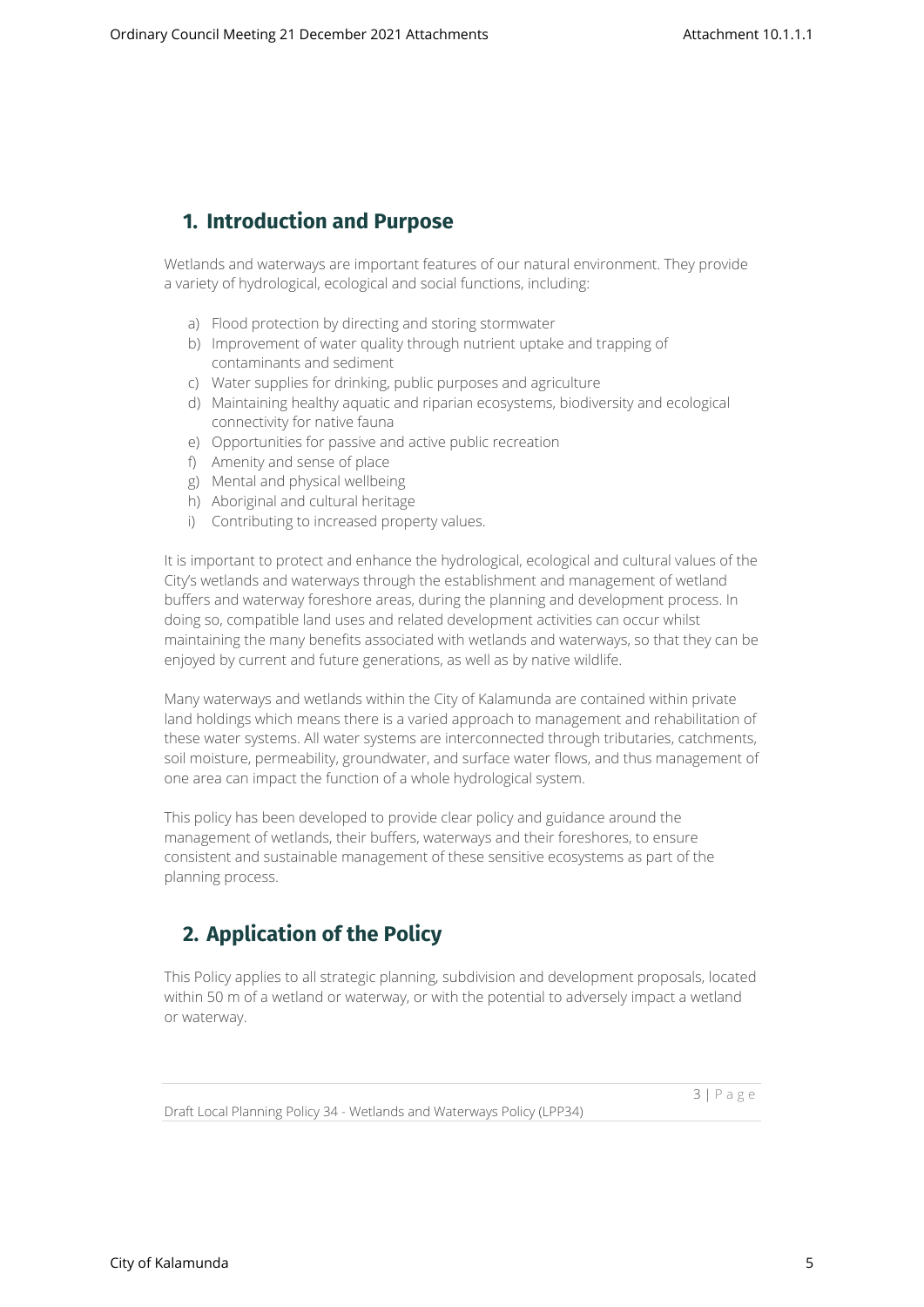## 1. Introduction and Purpose

Wetlands and waterways are important features of our natural environment. They provide a variety of hydrological, ecological and social functions, including:

a) Flood protection by directing and storing stormwater
b) Improvement of water quality through nutrient uptake and trapping of contaminants and sediment
c) Water supplies for drinking, public purposes and agriculture
d) Maintaining healthy aquatic and riparian ecosystems, biodiversity and ecological connectivity for native fauna
e) Opportunities for passive and active public recreation
f) Amenity and sense of place
g) Mental and physical wellbeing
h) Aboriginal and cultural heritage
i) Contributing to increased property values.

It is important to protect and enhance the hydrological, ecological and cultural values of the City's wetlands and waterways through the establishment and management of wetland buffers and waterway foreshore areas, during the planning and development process. In doing so, compatible land uses and related development activities can occur whilst maintaining the many benefits associated with wetlands and waterways, so that they can be enjoyed by current and future generations, as well as by native wildlife.

Many waterways and wetlands within the City of Kalamunda are contained within private land holdings which means there is a varied approach to management and rehabilitation of these water systems. All water systems are interconnected through tributaries, catchments, soil moisture, permeability, groundwater, and surface water flows, and thus management of one area can impact the function of a whole hydrological system.

This policy has been developed to provide clear policy and guidance around the management of wetlands, their buffers, waterways and their foreshores, to ensure consistent and sustainable management of these sensitive ecosystems as part of the planning process.

## 2. Application of the Policy

This Policy applies to all strategic planning, subdivision and development proposals, located within 50 m of a wetland or waterway, or with the potential to adversely impact a wetland or waterway.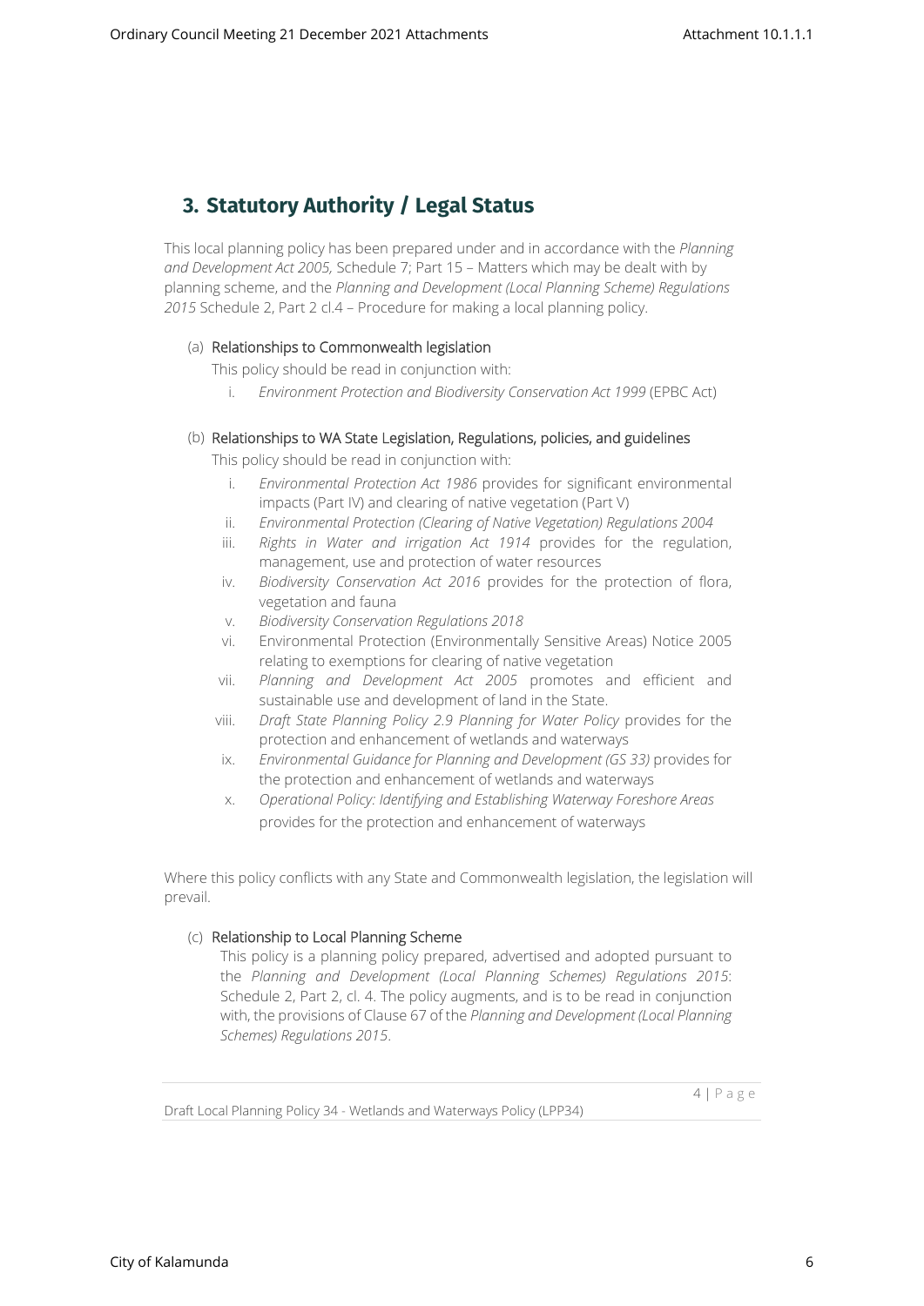## 3. Statutory Authority / Legal Status

This local planning policy has been prepared under and in accordance with the *Planning and Development Act 2005,* Schedule 7; Part 15 – Matters which may be dealt with by planning scheme, and the *Planning and Development (Local Planning Scheme) Regulations 2015* Schedule 2, Part 2 cl.4 – Procedure for making a local planning policy.

(a) Relationships to Commonwealth legislation

This policy should be read in conjunction with:

i. *Environment Protection and Biodiversity Conservation Act 1999* (EPBC Act)

(b) Relationships to WA State Legislation, Regulations, policies, and guidelines

This policy should be read in conjunction with:

i. *Environmental Protection Act 1986* provides for significant environmental impacts (Part IV) and clearing of native vegetation (Part V)
ii. *Environmental Protection (Clearing of Native Vegetation) Regulations 2004*
iii. *Rights in Water and irrigation Act 1914* provides for the regulation, management, use and protection of water resources
iv. *Biodiversity Conservation Act 2016* provides for the protection of flora, vegetation and fauna
v. *Biodiversity Conservation Regulations 2018*
vi. Environmental Protection (Environmentally Sensitive Areas) Notice 2005 relating to exemptions for clearing of native vegetation
vii. *Planning and Development Act 2005* promotes and efficient and sustainable use and development of land in the State.
viii. *Draft State Planning Policy 2.9 Planning for Water Policy* provides for the protection and enhancement of wetlands and waterways
ix. *Environmental Guidance for Planning and Development (GS 33)* provides for the protection and enhancement of wetlands and waterways
x. *Operational Policy: Identifying and Establishing Waterway Foreshore Areas* provides for the protection and enhancement of waterways

Where this policy conflicts with any State and Commonwealth legislation, the legislation will prevail.

(c) Relationship to Local Planning Scheme

This policy is a planning policy prepared, advertised and adopted pursuant to the *Planning and Development (Local Planning Schemes) Regulations 2015*: Schedule 2, Part 2, cl. 4. The policy augments, and is to be read in conjunction with, the provisions of Clause 67 of the *Planning and Development (Local Planning Schemes) Regulations 2015*.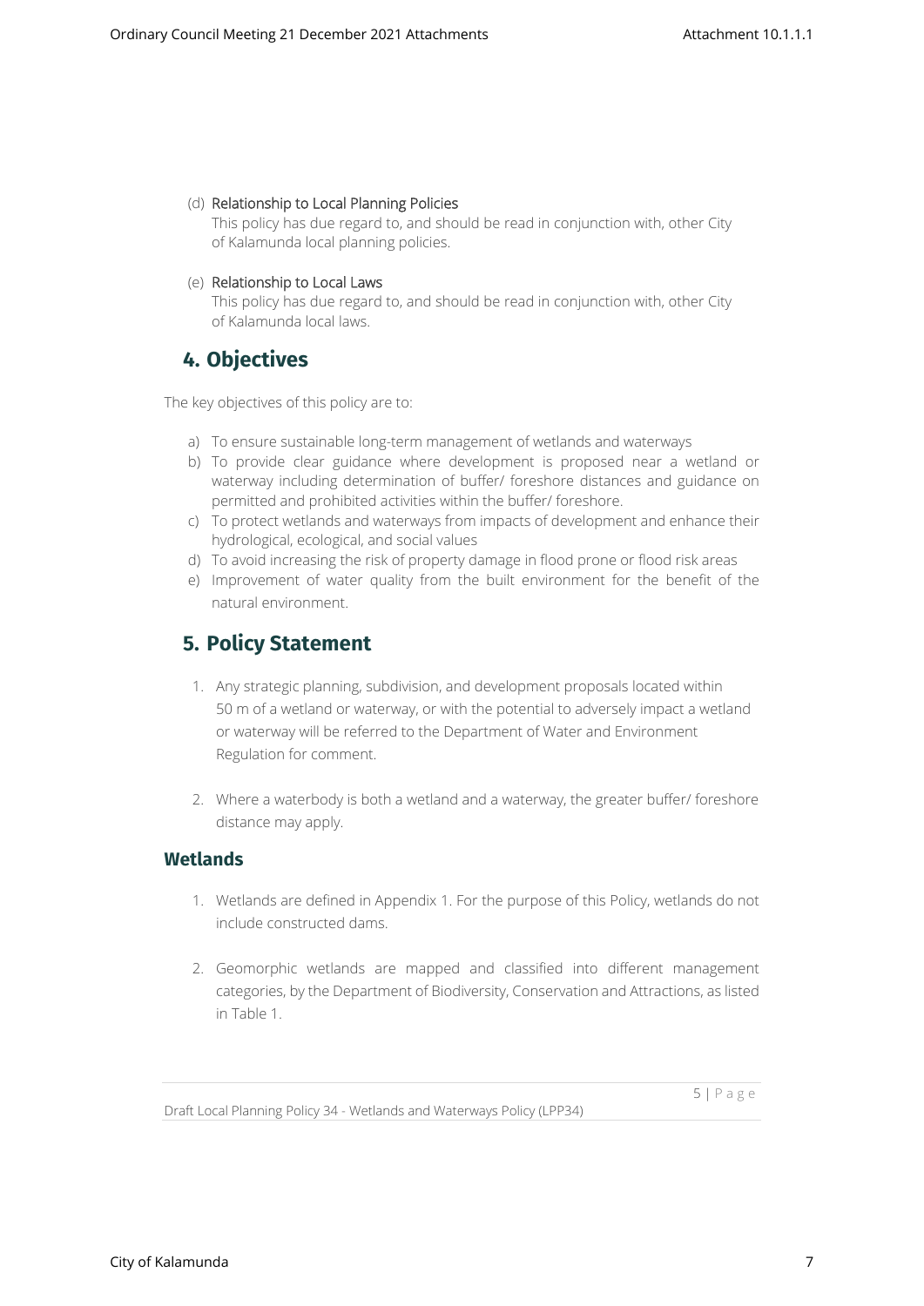(d) Relationship to Local Planning Policies
This policy has due regard to, and should be read in conjunction with, other City of Kalamunda local planning policies.

(e) Relationship to Local Laws
This policy has due regard to, and should be read in conjunction with, other City of Kalamunda local laws.

## 4. Objectives

The key objectives of this policy are to:

a) To ensure sustainable long-term management of wetlands and waterways
b) To provide clear guidance where development is proposed near a wetland or waterway including determination of buffer/ foreshore distances and guidance on permitted and prohibited activities within the buffer/ foreshore.
c) To protect wetlands and waterways from impacts of development and enhance their hydrological, ecological, and social values
d) To avoid increasing the risk of property damage in flood prone or flood risk areas
e) Improvement of water quality from the built environment for the benefit of the natural environment.

## 5. Policy Statement

1. Any strategic planning, subdivision, and development proposals located within 50 m of a wetland or waterway, or with the potential to adversely impact a wetland or waterway will be referred to the Department of Water and Environment Regulation for comment.

2. Where a waterbody is both a wetland and a waterway, the greater buffer/ foreshore distance may apply.

### Wetlands

1. Wetlands are defined in Appendix 1. For the purpose of this Policy, wetlands do not include constructed dams.

2. Geomorphic wetlands are mapped and classified into different management categories, by the Department of Biodiversity, Conservation and Attractions, as listed in Table 1.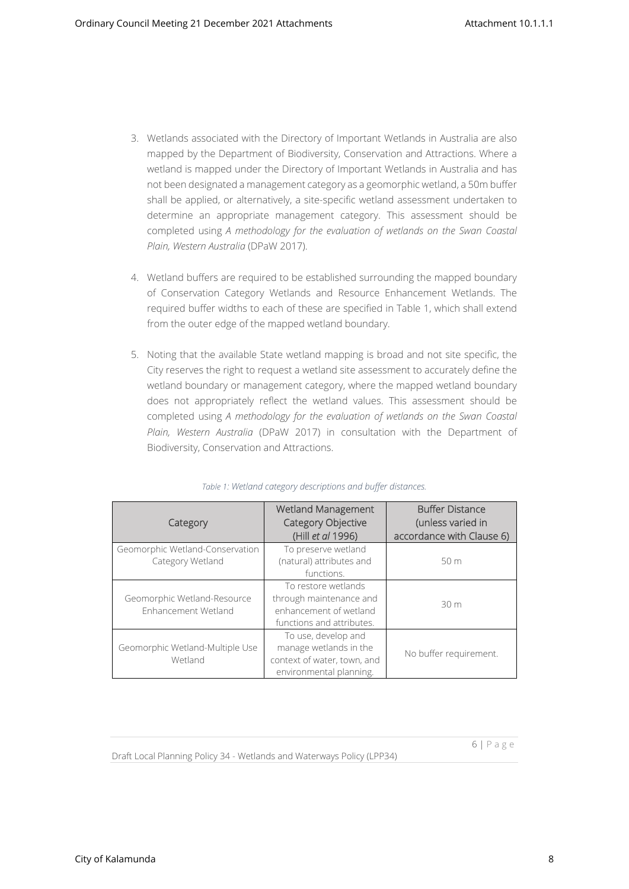3. Wetlands associated with the Directory of Important Wetlands in Australia are also mapped by the Department of Biodiversity, Conservation and Attractions. Where a wetland is mapped under the Directory of Important Wetlands in Australia and has not been designated a management category as a geomorphic wetland, a 50m buffer shall be applied, or alternatively, a site-specific wetland assessment undertaken to determine an appropriate management category. This assessment should be completed using *A methodology for the evaluation of wetlands on the Swan Coastal Plain, Western Australia* (DPaW 2017).

4. Wetland buffers are required to be established surrounding the mapped boundary of Conservation Category Wetlands and Resource Enhancement Wetlands. The required buffer widths to each of these are specified in Table 1, which shall extend from the outer edge of the mapped wetland boundary.

5. Noting that the available State wetland mapping is broad and not site specific, the City reserves the right to request a wetland site assessment to accurately define the wetland boundary or management category, where the mapped wetland boundary does not appropriately reflect the wetland values. This assessment should be completed using *A methodology for the evaluation of wetlands on the Swan Coastal Plain, Western Australia* (DPaW 2017) in consultation with the Department of Biodiversity, Conservation and Attractions.

*Table 1: Wetland category descriptions and buffer distances.*

| Category | Wetland Management Category Objective (Hill *et al* 1996) | Buffer Distance (unless varied in accordance with Clause 6) |
|---|---|---|
| Geomorphic Wetland-Conservation Category Wetland | To preserve wetland (natural) attributes and functions. | 50 m |
| Geomorphic Wetland-Resource Enhancement Wetland | To restore wetlands through maintenance and enhancement of wetland functions and attributes. | 30 m |
| Geomorphic Wetland-Multiple Use Wetland | To use, develop and manage wetlands in the context of water, town, and environmental planning. | No buffer requirement. |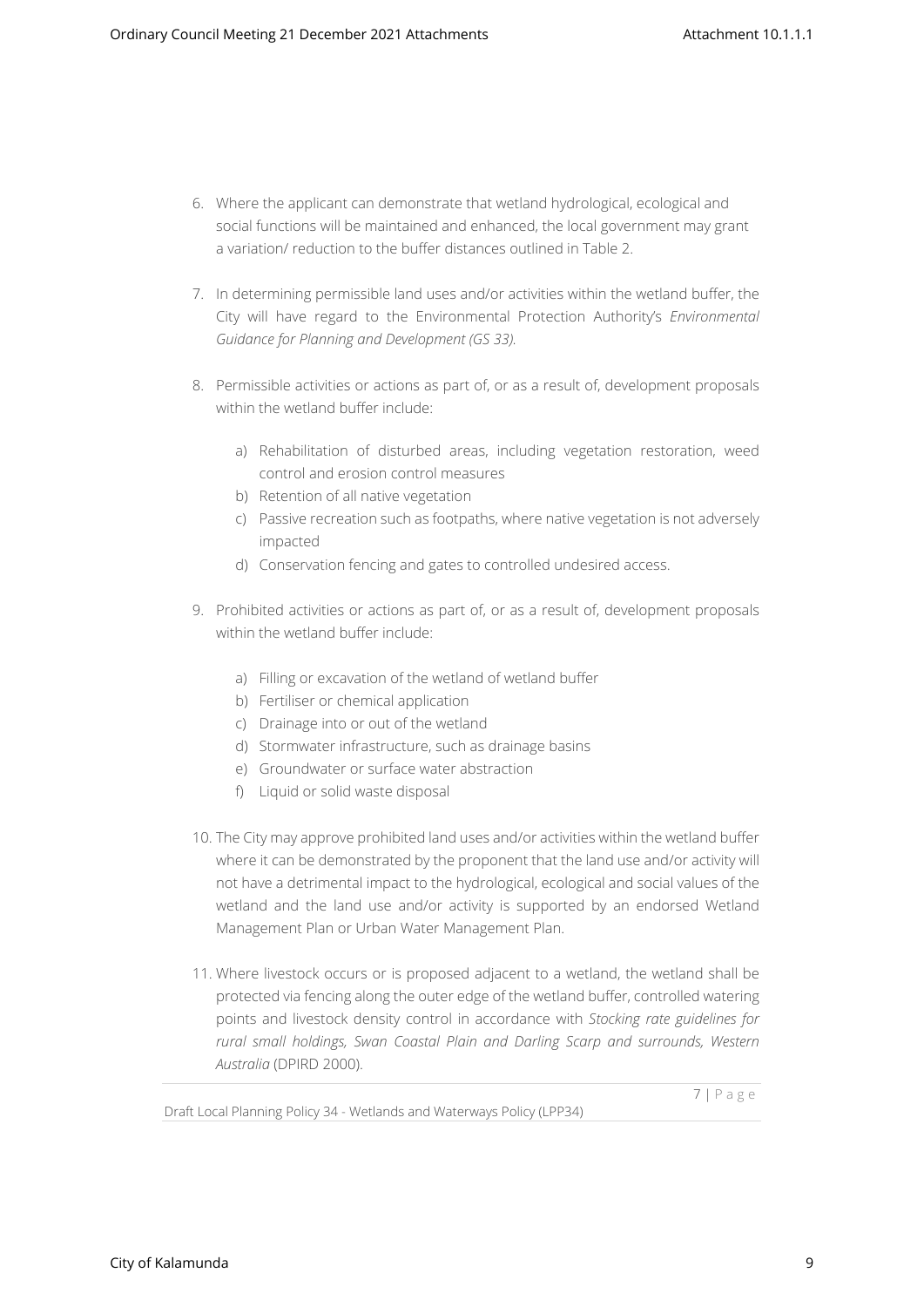6. Where the applicant can demonstrate that wetland hydrological, ecological and social functions will be maintained and enhanced, the local government may grant a variation/ reduction to the buffer distances outlined in Table 2.

7. In determining permissible land uses and/or activities within the wetland buffer, the City will have regard to the Environmental Protection Authority's *Environmental Guidance for Planning and Development (GS 33).*

8. Permissible activities or actions as part of, or as a result of, development proposals within the wetland buffer include:

   a) Rehabilitation of disturbed areas, including vegetation restoration, weed control and erosion control measures
   b) Retention of all native vegetation
   c) Passive recreation such as footpaths, where native vegetation is not adversely impacted
   d) Conservation fencing and gates to controlled undesired access.

9. Prohibited activities or actions as part of, or as a result of, development proposals within the wetland buffer include:

   a) Filling or excavation of the wetland of wetland buffer
   b) Fertiliser or chemical application
   c) Drainage into or out of the wetland
   d) Stormwater infrastructure, such as drainage basins
   e) Groundwater or surface water abstraction
   f) Liquid or solid waste disposal

10. The City may approve prohibited land uses and/or activities within the wetland buffer where it can be demonstrated by the proponent that the land use and/or activity will not have a detrimental impact to the hydrological, ecological and social values of the wetland and the land use and/or activity is supported by an endorsed Wetland Management Plan or Urban Water Management Plan.

11. Where livestock occurs or is proposed adjacent to a wetland, the wetland shall be protected via fencing along the outer edge of the wetland buffer, controlled watering points and livestock density control in accordance with *Stocking rate guidelines for rural small holdings, Swan Coastal Plain and Darling Scarp and surrounds, Western Australia* (DPIRD 2000).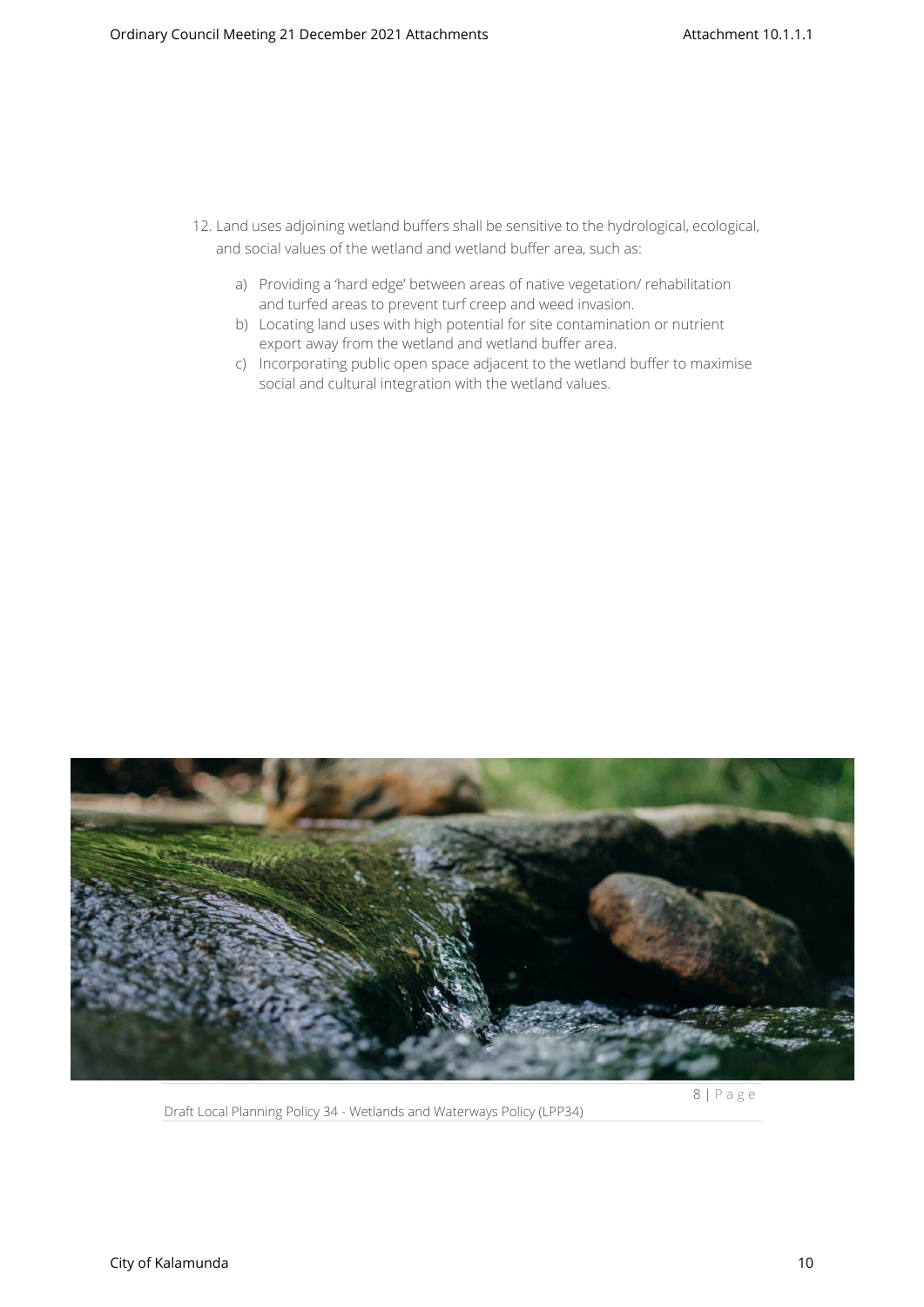12. Land uses adjoining wetland buffers shall be sensitive to the hydrological, ecological, and social values of the wetland and wetland buffer area, such as:

    a) Providing a 'hard edge' between areas of native vegetation/ rehabilitation and turfed areas to prevent turf creep and weed invasion.
    b) Locating land uses with high potential for site contamination or nutrient export away from the wetland and wetland buffer area.
    c) Incorporating public open space adjacent to the wetland buffer to maximise social and cultural integration with the wetland values.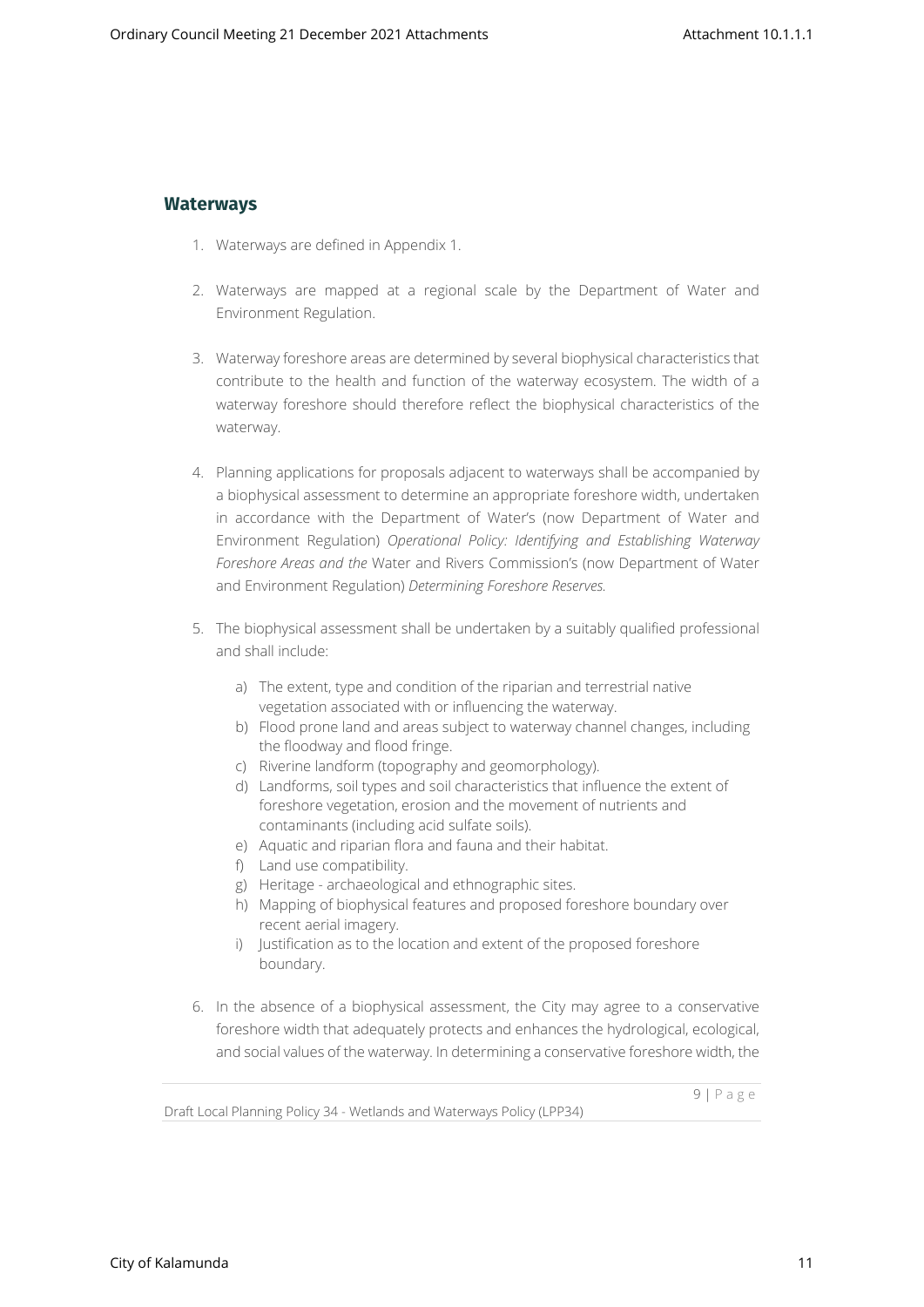## Waterways

1. Waterways are defined in Appendix 1.
2. Waterways are mapped at a regional scale by the Department of Water and Environment Regulation.
3. Waterway foreshore areas are determined by several biophysical characteristics that contribute to the health and function of the waterway ecosystem. The width of a waterway foreshore should therefore reflect the biophysical characteristics of the waterway.
4. Planning applications for proposals adjacent to waterways shall be accompanied by a biophysical assessment to determine an appropriate foreshore width, undertaken in accordance with the Department of Water's (now Department of Water and Environment Regulation) *Operational Policy: Identifying and Establishing Waterway Foreshore Areas and the* Water and Rivers Commission's (now Department of Water and Environment Regulation) *Determining Foreshore Reserves.*
5. The biophysical assessment shall be undertaken by a suitably qualified professional and shall include:
   a) The extent, type and condition of the riparian and terrestrial native vegetation associated with or influencing the waterway.
   b) Flood prone land and areas subject to waterway channel changes, including the floodway and flood fringe.
   c) Riverine landform (topography and geomorphology).
   d) Landforms, soil types and soil characteristics that influence the extent of foreshore vegetation, erosion and the movement of nutrients and contaminants (including acid sulfate soils).
   e) Aquatic and riparian flora and fauna and their habitat.
   f) Land use compatibility.
   g) Heritage - archaeological and ethnographic sites.
   h) Mapping of biophysical features and proposed foreshore boundary over recent aerial imagery.
   i) Justification as to the location and extent of the proposed foreshore boundary.
6. In the absence of a biophysical assessment, the City may agree to a conservative foreshore width that adequately protects and enhances the hydrological, ecological, and social values of the waterway. In determining a conservative foreshore width, the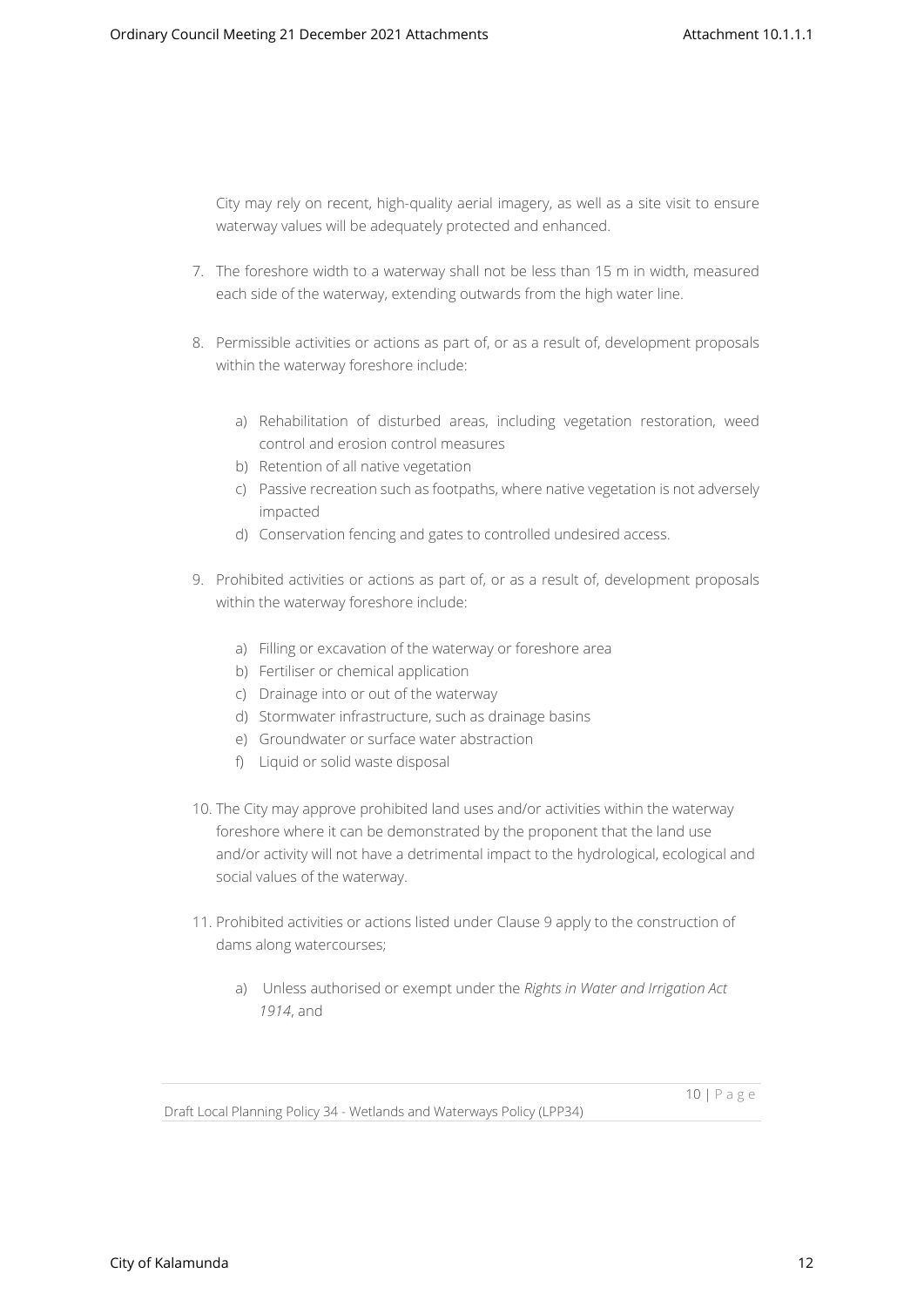City may rely on recent, high-quality aerial imagery, as well as a site visit to ensure waterway values will be adequately protected and enhanced.

7. The foreshore width to a waterway shall not be less than 15 m in width, measured each side of the waterway, extending outwards from the high water line.

8. Permissible activities or actions as part of, or as a result of, development proposals within the waterway foreshore include:

   a) Rehabilitation of disturbed areas, including vegetation restoration, weed control and erosion control measures
   b) Retention of all native vegetation
   c) Passive recreation such as footpaths, where native vegetation is not adversely impacted
   d) Conservation fencing and gates to controlled undesired access.

9. Prohibited activities or actions as part of, or as a result of, development proposals within the waterway foreshore include:

   a) Filling or excavation of the waterway or foreshore area
   b) Fertiliser or chemical application
   c) Drainage into or out of the waterway
   d) Stormwater infrastructure, such as drainage basins
   e) Groundwater or surface water abstraction
   f) Liquid or solid waste disposal

10. The City may approve prohibited land uses and/or activities within the waterway foreshore where it can be demonstrated by the proponent that the land use and/or activity will not have a detrimental impact to the hydrological, ecological and social values of the waterway.

11. Prohibited activities or actions listed under Clause 9 apply to the construction of dams along watercourses;

   a) Unless authorised or exempt under the *Rights in Water and Irrigation Act 1914*, and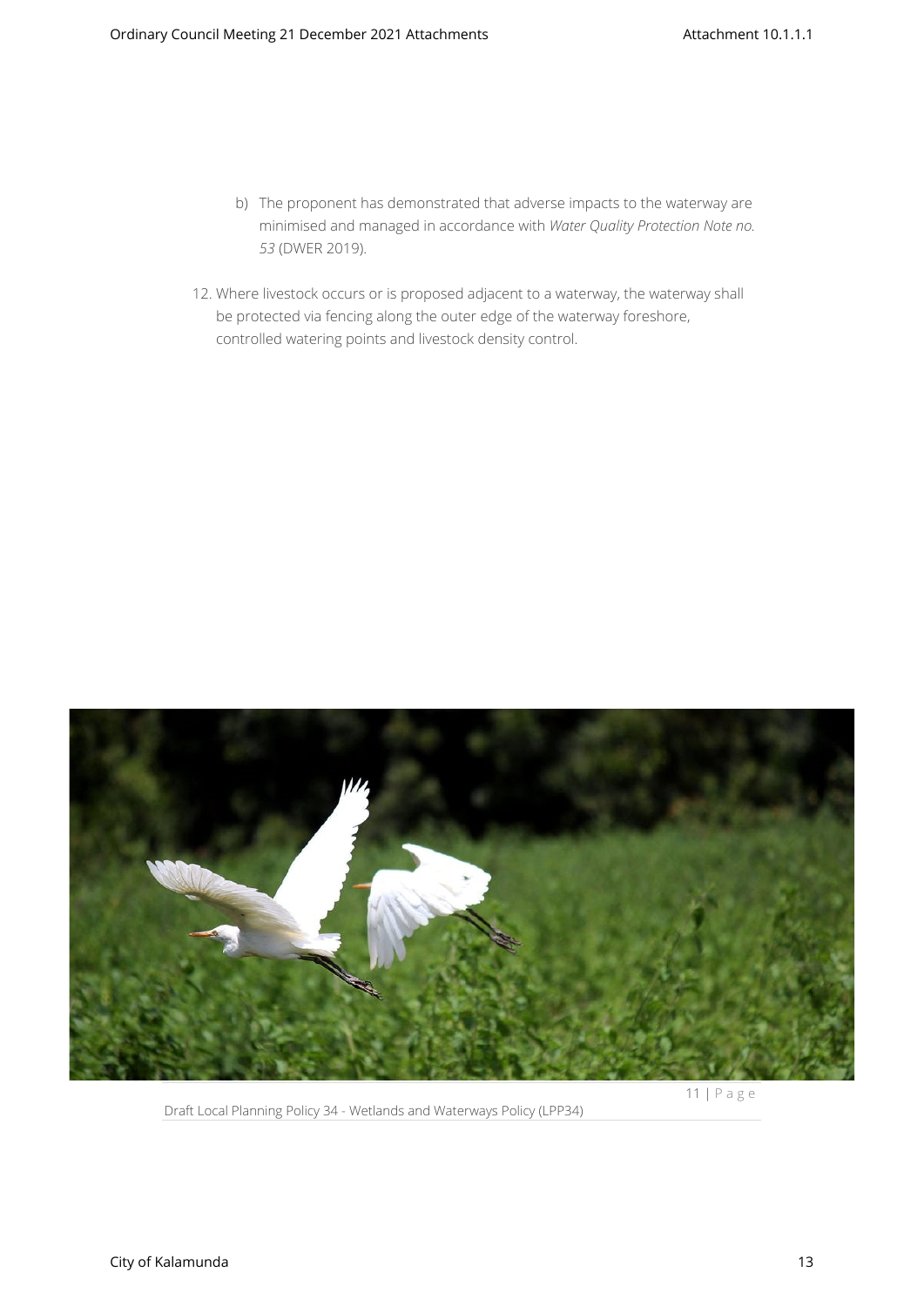b) The proponent has demonstrated that adverse impacts to the waterway are minimised and managed in accordance with *Water Quality Protection Note no. 53* (DWER 2019).

12. Where livestock occurs or is proposed adjacent to a waterway, the waterway shall be protected via fencing along the outer edge of the waterway foreshore, controlled watering points and livestock density control.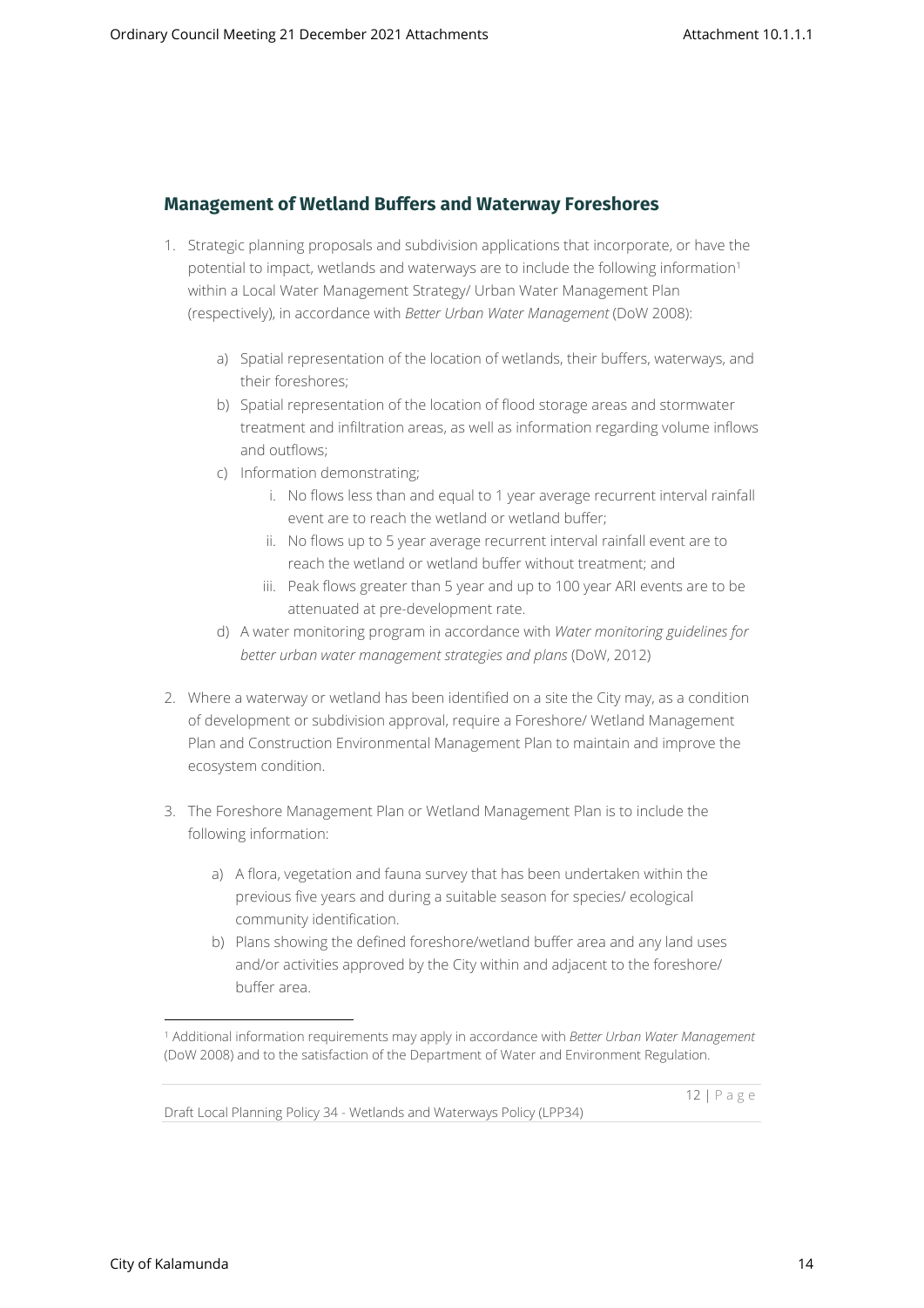## Management of Wetland Buffers and Waterway Foreshores

1. Strategic planning proposals and subdivision applications that incorporate, or have the potential to impact, wetlands and waterways are to include the following information[1] within a Local Water Management Strategy/ Urban Water Management Plan (respectively), in accordance with *Better Urban Water Management* (DoW 2008):

    a) Spatial representation of the location of wetlands, their buffers, waterways, and their foreshores;

    b) Spatial representation of the location of flood storage areas and stormwater treatment and infiltration areas, as well as information regarding volume inflows and outflows;

    c) Information demonstrating;

        i. No flows less than and equal to 1 year average recurrent interval rainfall event are to reach the wetland or wetland buffer;

        ii. No flows up to 5 year average recurrent interval rainfall event are to reach the wetland or wetland buffer without treatment; and

        iii. Peak flows greater than 5 year and up to 100 year ARI events are to be attenuated at pre-development rate.

    d) A water monitoring program in accordance with *Water monitoring guidelines for better urban water management strategies and plans* (DoW, 2012)

2. Where a waterway or wetland has been identified on a site the City may, as a condition of development or subdivision approval, require a Foreshore/ Wetland Management Plan and Construction Environmental Management Plan to maintain and improve the ecosystem condition.

3. The Foreshore Management Plan or Wetland Management Plan is to include the following information:

    a) A flora, vegetation and fauna survey that has been undertaken within the previous five years and during a suitable season for species/ ecological community identification.

    b) Plans showing the defined foreshore/wetland buffer area and any land uses and/or activities approved by the City within and adjacent to the foreshore/ buffer area.

[1] Additional information requirements may apply in accordance with *Better Urban Water Management* (DoW 2008) and to the satisfaction of the Department of Water and Environment Regulation.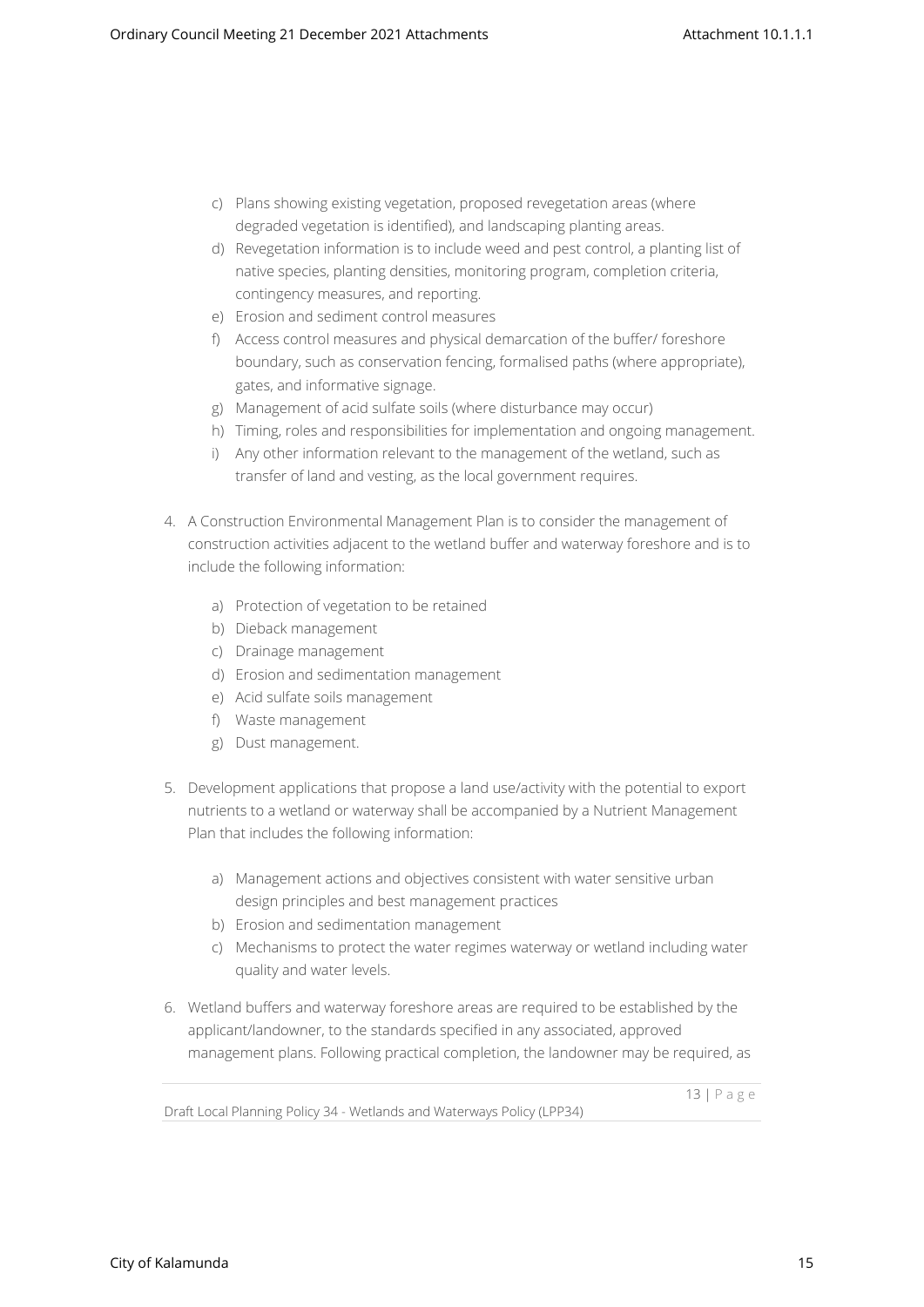c) Plans showing existing vegetation, proposed revegetation areas (where degraded vegetation is identified), and landscaping planting areas.
d) Revegetation information is to include weed and pest control, a planting list of native species, planting densities, monitoring program, completion criteria, contingency measures, and reporting.
e) Erosion and sediment control measures
f) Access control measures and physical demarcation of the buffer/ foreshore boundary, such as conservation fencing, formalised paths (where appropriate), gates, and informative signage.
g) Management of acid sulfate soils (where disturbance may occur)
h) Timing, roles and responsibilities for implementation and ongoing management.
i) Any other information relevant to the management of the wetland, such as transfer of land and vesting, as the local government requires.

4. A Construction Environmental Management Plan is to consider the management of construction activities adjacent to the wetland buffer and waterway foreshore and is to include the following information:

   a) Protection of vegetation to be retained
   b) Dieback management
   c) Drainage management
   d) Erosion and sedimentation management
   e) Acid sulfate soils management
   f) Waste management
   g) Dust management.

5. Development applications that propose a land use/activity with the potential to export nutrients to a wetland or waterway shall be accompanied by a Nutrient Management Plan that includes the following information:

   a) Management actions and objectives consistent with water sensitive urban design principles and best management practices
   b) Erosion and sedimentation management
   c) Mechanisms to protect the water regimes waterway or wetland including water quality and water levels.

6. Wetland buffers and waterway foreshore areas are required to be established by the applicant/landowner, to the standards specified in any associated, approved management plans. Following practical completion, the landowner may be required, as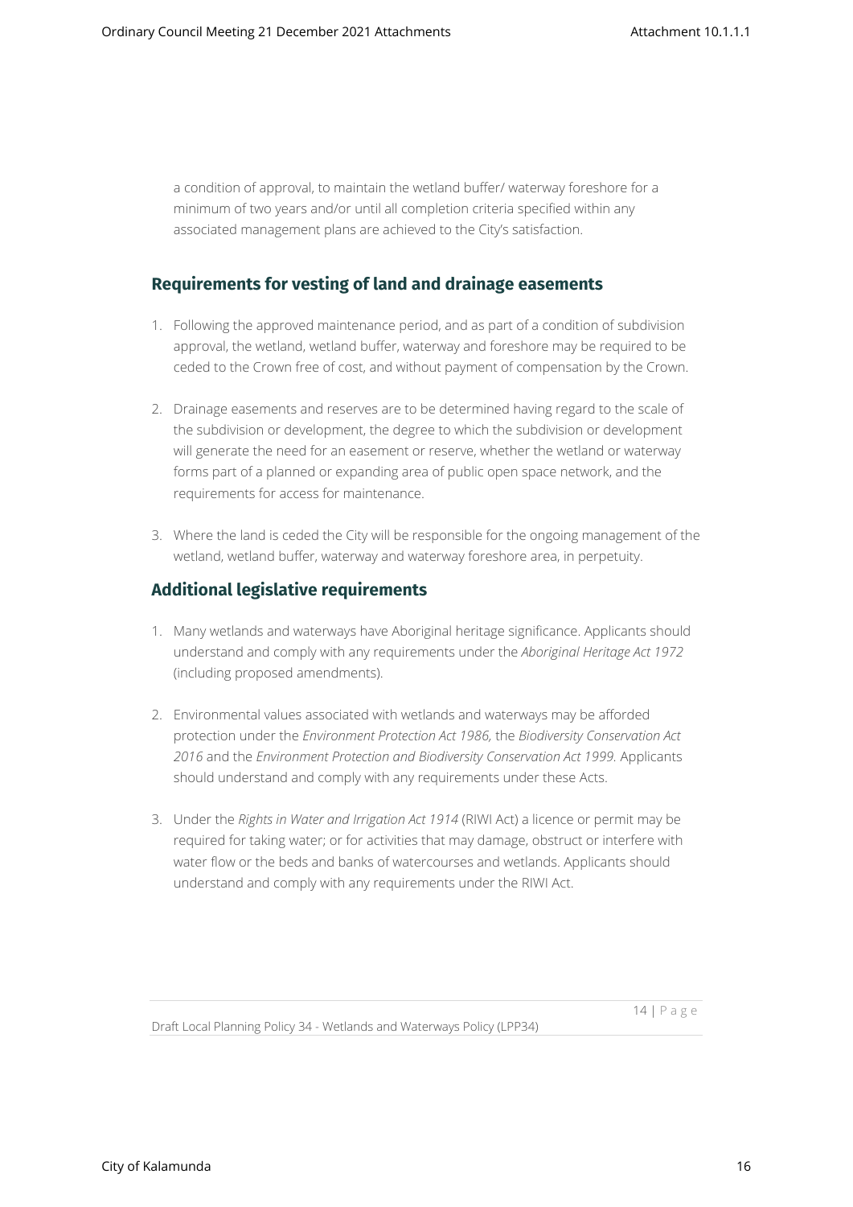a condition of approval, to maintain the wetland buffer/ waterway foreshore for a minimum of two years and/or until all completion criteria specified within any associated management plans are achieved to the City's satisfaction.

## Requirements for vesting of land and drainage easements

1. Following the approved maintenance period, and as part of a condition of subdivision approval, the wetland, wetland buffer, waterway and foreshore may be required to be ceded to the Crown free of cost, and without payment of compensation by the Crown.

2. Drainage easements and reserves are to be determined having regard to the scale of the subdivision or development, the degree to which the subdivision or development will generate the need for an easement or reserve, whether the wetland or waterway forms part of a planned or expanding area of public open space network, and the requirements for access for maintenance.

3. Where the land is ceded the City will be responsible for the ongoing management of the wetland, wetland buffer, waterway and waterway foreshore area, in perpetuity.

## Additional legislative requirements

1. Many wetlands and waterways have Aboriginal heritage significance. Applicants should understand and comply with any requirements under the *Aboriginal Heritage Act 1972* (including proposed amendments).

2. Environmental values associated with wetlands and waterways may be afforded protection under the *Environment Protection Act 1986,* the *Biodiversity Conservation Act 2016* and the *Environment Protection and Biodiversity Conservation Act 1999.* Applicants should understand and comply with any requirements under these Acts.

3. Under the *Rights in Water and Irrigation Act 1914* (RIWI Act) a licence or permit may be required for taking water; or for activities that may damage, obstruct or interfere with water flow or the beds and banks of watercourses and wetlands. Applicants should understand and comply with any requirements under the RIWI Act.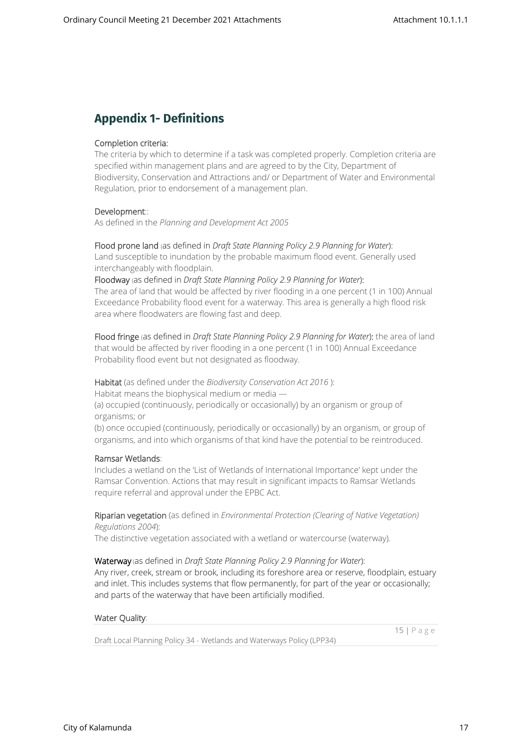## Appendix 1- Definitions

Completion criteria:
The criteria by which to determine if a task was completed properly. Completion criteria are specified within management plans and are agreed to by the City, Department of Biodiversity, Conservation and Attractions and/ or Department of Water and Environmental Regulation, prior to endorsement of a management plan.

Development::
As defined in the *Planning and Development Act 2005*

Flood prone land (as defined in *Draft State Planning Policy 2.9 Planning for Water*):
Land susceptible to inundation by the probable maximum flood event. Generally used interchangeably with floodplain.

Floodway (as defined in *Draft State Planning Policy 2.9 Planning for Water*):
The area of land that would be affected by river flooding in a one percent (1 in 100) Annual Exceedance Probability flood event for a waterway. This area is generally a high flood risk area where floodwaters are flowing fast and deep.

Flood fringe (as defined in *Draft State Planning Policy 2.9 Planning for Water*): the area of land that would be affected by river flooding in a one percent (1 in 100) Annual Exceedance Probability flood event but not designated as floodway.

Habitat (as defined under the *Biodiversity Conservation Act 2016* ):
Habitat means the biophysical medium or media —
(a) occupied (continuously, periodically or occasionally) by an organism or group of organisms; or
(b) once occupied (continuously, periodically or occasionally) by an organism, or group of organisms, and into which organisms of that kind have the potential to be reintroduced.

Ramsar Wetlands:
Includes a wetland on the 'List of Wetlands of International Importance' kept under the Ramsar Convention. Actions that may result in significant impacts to Ramsar Wetlands require referral and approval under the EPBC Act.

Riparian vegetation (as defined in *Environmental Protection (Clearing of Native Vegetation) Regulations 2004*):
The distinctive vegetation associated with a wetland or watercourse (waterway).

Waterway (as defined in *Draft State Planning Policy 2.9 Planning for Water*):
Any river, creek, stream or brook, including its foreshore area or reserve, floodplain, estuary and inlet. This includes systems that flow permanently, for part of the year or occasionally; and parts of the waterway that have been artificially modified.

Water Quality: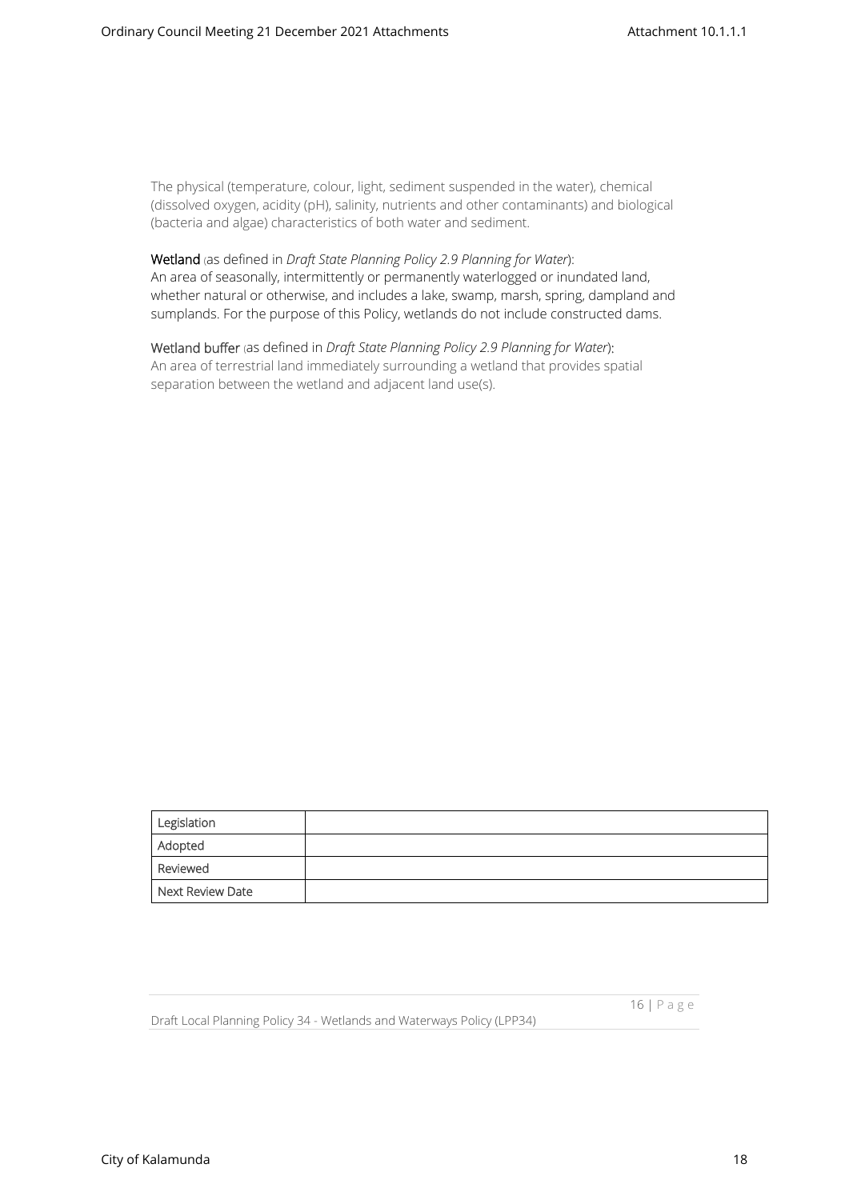The physical (temperature, colour, light, sediment suspended in the water), chemical (dissolved oxygen, acidity (pH), salinity, nutrients and other contaminants) and biological (bacteria and algae) characteristics of both water and sediment.

**Wetland** (as defined in *Draft State Planning Policy 2.9 Planning for Water*):
An area of seasonally, intermittently or permanently waterlogged or inundated land, whether natural or otherwise, and includes a lake, swamp, marsh, spring, dampland and sumplands. For the purpose of this Policy, wetlands do not include constructed dams.

**Wetland buffer** (as defined in *Draft State Planning Policy 2.9 Planning for Water*):
An area of terrestrial land immediately surrounding a wetland that provides spatial separation between the wetland and adjacent land use(s).

| | |
|---|---|
| Legislation | |
| Adopted | |
| Reviewed | |
| Next Review Date | |